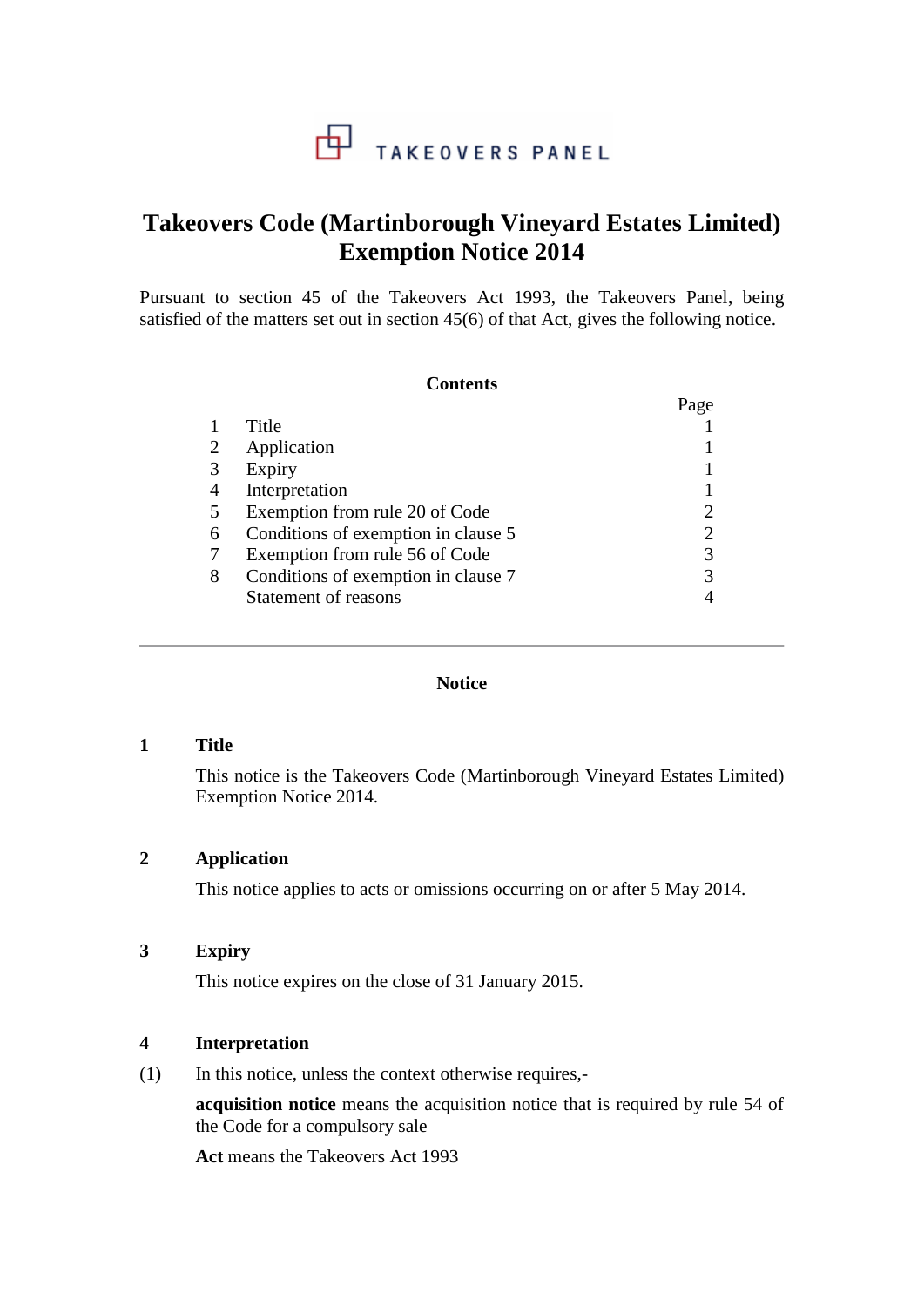TAKEOVERS PANEL

# Takeovers Code (Martinborough Vineyard Estates Limited) Exemption Notice 2014

Pursuant to section 45 of the Takeovers Act 1993, the Takeovers Panel, being satisfied of the matters set out in section 45(6) of that Act, gives the following notice.

**Contents**

| | | Page |
|---|---|---|
| 1 | Title | 1 |
| 2 | Application | 1 |
| 3 | Expiry | 1 |
| 4 | Interpretation | 1 |
| 5 | Exemption from rule 20 of Code | 2 |
| 6 | Conditions of exemption in clause 5 | 2 |
| 7 | Exemption from rule 56 of Code | 3 |
| 8 | Conditions of exemption in clause 7 | 3 |
| | Statement of reasons | 4 |

---

## Notice

### 1 Title

This notice is the Takeovers Code (Martinborough Vineyard Estates Limited) Exemption Notice 2014.

### 2 Application

This notice applies to acts or omissions occurring on or after 5 May 2014.

### 3 Expiry

This notice expires on the close of 31 January 2015.

### 4 Interpretation

(1) In this notice, unless the context otherwise requires,-

**acquisition notice** means the acquisition notice that is required by rule 54 of the Code for a compulsory sale

**Act** means the Takeovers Act 1993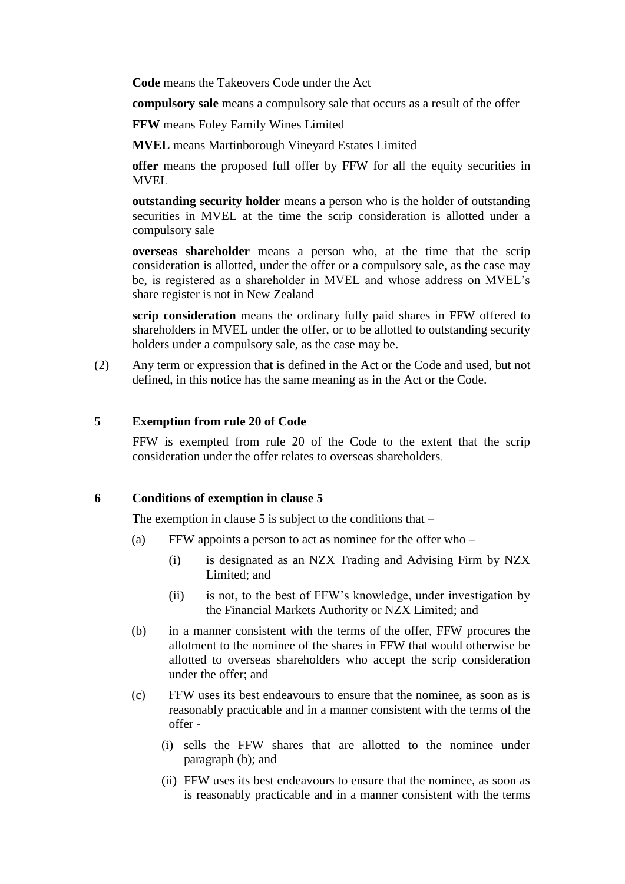**Code** means the Takeovers Code under the Act

**compulsory sale** means a compulsory sale that occurs as a result of the offer

**FFW** means Foley Family Wines Limited

**MVEL** means Martinborough Vineyard Estates Limited

**offer** means the proposed full offer by FFW for all the equity securities in MVEL

**outstanding security holder** means a person who is the holder of outstanding securities in MVEL at the time the scrip consideration is allotted under a compulsory sale

**overseas shareholder** means a person who, at the time that the scrip consideration is allotted, under the offer or a compulsory sale, as the case may be, is registered as a shareholder in MVEL and whose address on MVEL's share register is not in New Zealand

**scrip consideration** means the ordinary fully paid shares in FFW offered to shareholders in MVEL under the offer, or to be allotted to outstanding security holders under a compulsory sale, as the case may be.

(2) Any term or expression that is defined in the Act or the Code and used, but not defined, in this notice has the same meaning as in the Act or the Code.

## 5 Exemption from rule 20 of Code

FFW is exempted from rule 20 of the Code to the extent that the scrip consideration under the offer relates to overseas shareholders.

## 6 Conditions of exemption in clause 5

The exemption in clause 5 is subject to the conditions that –

(a) FFW appoints a person to act as nominee for the offer who –

  (i) is designated as an NZX Trading and Advising Firm by NZX Limited; and

  (ii) is not, to the best of FFW's knowledge, under investigation by the Financial Markets Authority or NZX Limited; and

(b) in a manner consistent with the terms of the offer, FFW procures the allotment to the nominee of the shares in FFW that would otherwise be allotted to overseas shareholders who accept the scrip consideration under the offer; and

(c) FFW uses its best endeavours to ensure that the nominee, as soon as is reasonably practicable and in a manner consistent with the terms of the offer -

  (i) sells the FFW shares that are allotted to the nominee under paragraph (b); and

  (ii) FFW uses its best endeavours to ensure that the nominee, as soon as is reasonably practicable and in a manner consistent with the terms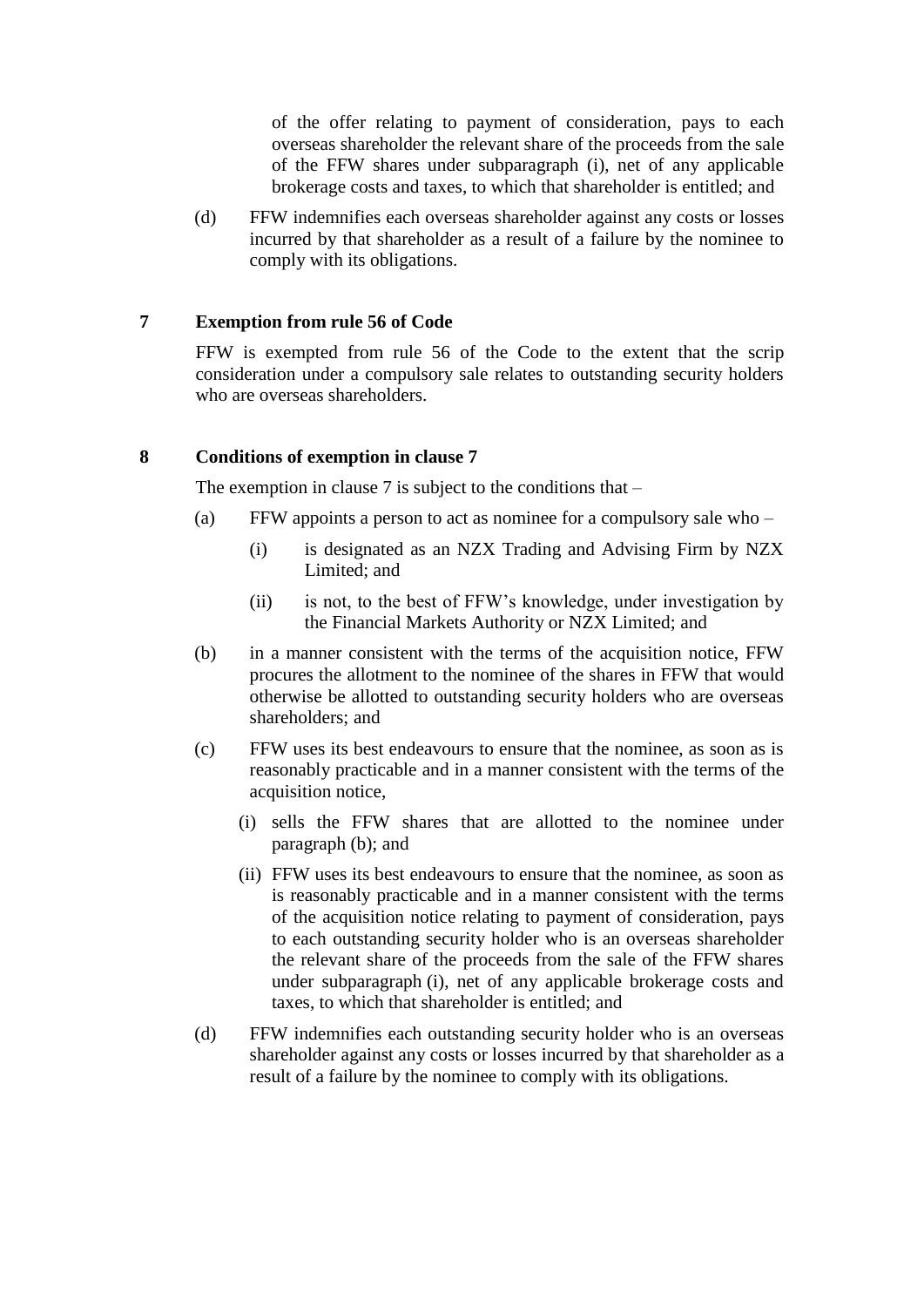of the offer relating to payment of consideration, pays to each overseas shareholder the relevant share of the proceeds from the sale of the FFW shares under subparagraph (i), net of any applicable brokerage costs and taxes, to which that shareholder is entitled; and

(d) FFW indemnifies each overseas shareholder against any costs or losses incurred by that shareholder as a result of a failure by the nominee to comply with its obligations.

## 7 Exemption from rule 56 of Code

FFW is exempted from rule 56 of the Code to the extent that the scrip consideration under a compulsory sale relates to outstanding security holders who are overseas shareholders.

## 8 Conditions of exemption in clause 7

The exemption in clause 7 is subject to the conditions that –

(a) FFW appoints a person to act as nominee for a compulsory sale who –

  (i) is designated as an NZX Trading and Advising Firm by NZX Limited; and

  (ii) is not, to the best of FFW's knowledge, under investigation by the Financial Markets Authority or NZX Limited; and

(b) in a manner consistent with the terms of the acquisition notice, FFW procures the allotment to the nominee of the shares in FFW that would otherwise be allotted to outstanding security holders who are overseas shareholders; and

(c) FFW uses its best endeavours to ensure that the nominee, as soon as is reasonably practicable and in a manner consistent with the terms of the acquisition notice,

  (i) sells the FFW shares that are allotted to the nominee under paragraph (b); and

  (ii) FFW uses its best endeavours to ensure that the nominee, as soon as is reasonably practicable and in a manner consistent with the terms of the acquisition notice relating to payment of consideration, pays to each outstanding security holder who is an overseas shareholder the relevant share of the proceeds from the sale of the FFW shares under subparagraph (i), net of any applicable brokerage costs and taxes, to which that shareholder is entitled; and

(d) FFW indemnifies each outstanding security holder who is an overseas shareholder against any costs or losses incurred by that shareholder as a result of a failure by the nominee to comply with its obligations.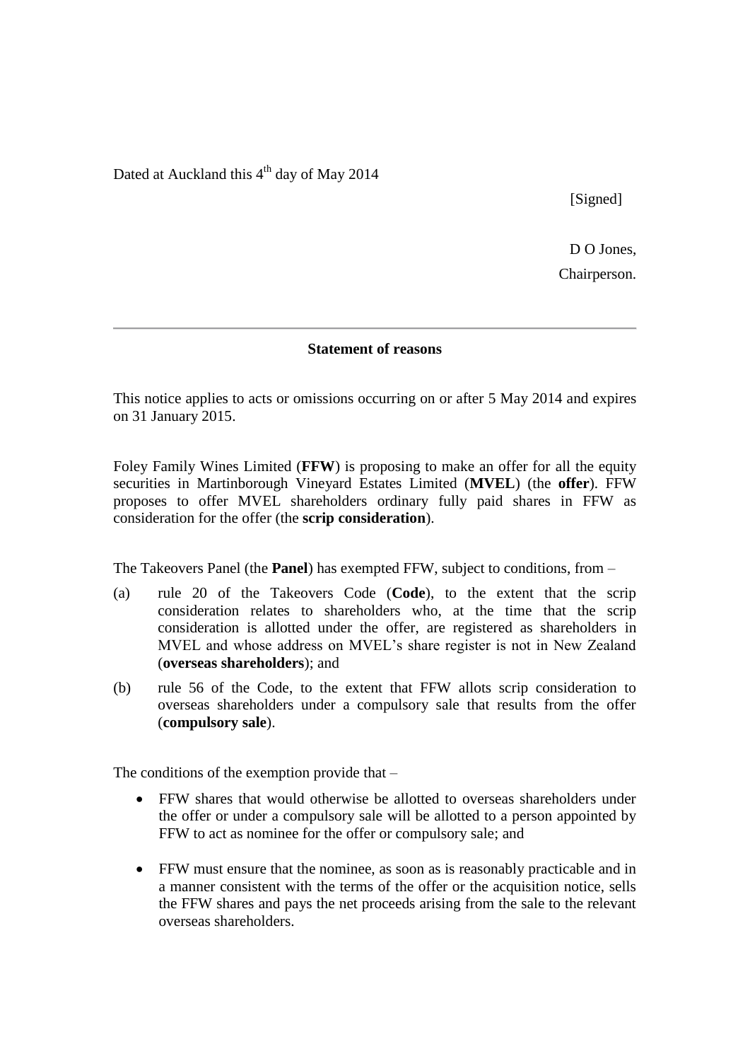Dated at Auckland this 4th day of May 2014

[Signed]

D O Jones,
Chairperson.

---

## Statement of reasons

This notice applies to acts or omissions occurring on or after 5 May 2014 and expires on 31 January 2015.

Foley Family Wines Limited (**FFW**) is proposing to make an offer for all the equity securities in Martinborough Vineyard Estates Limited (**MVEL**) (the **offer**). FFW proposes to offer MVEL shareholders ordinary fully paid shares in FFW as consideration for the offer (the **scrip consideration**).

The Takeovers Panel (the **Panel**) has exempted FFW, subject to conditions, from –

(a) rule 20 of the Takeovers Code (**Code**), to the extent that the scrip consideration relates to shareholders who, at the time that the scrip consideration is allotted under the offer, are registered as shareholders in MVEL and whose address on MVEL's share register is not in New Zealand (**overseas shareholders**); and

(b) rule 56 of the Code, to the extent that FFW allots scrip consideration to overseas shareholders under a compulsory sale that results from the offer (**compulsory sale**).

The conditions of the exemption provide that –

- FFW shares that would otherwise be allotted to overseas shareholders under the offer or under a compulsory sale will be allotted to a person appointed by FFW to act as nominee for the offer or compulsory sale; and
- FFW must ensure that the nominee, as soon as is reasonably practicable and in a manner consistent with the terms of the offer or the acquisition notice, sells the FFW shares and pays the net proceeds arising from the sale to the relevant overseas shareholders.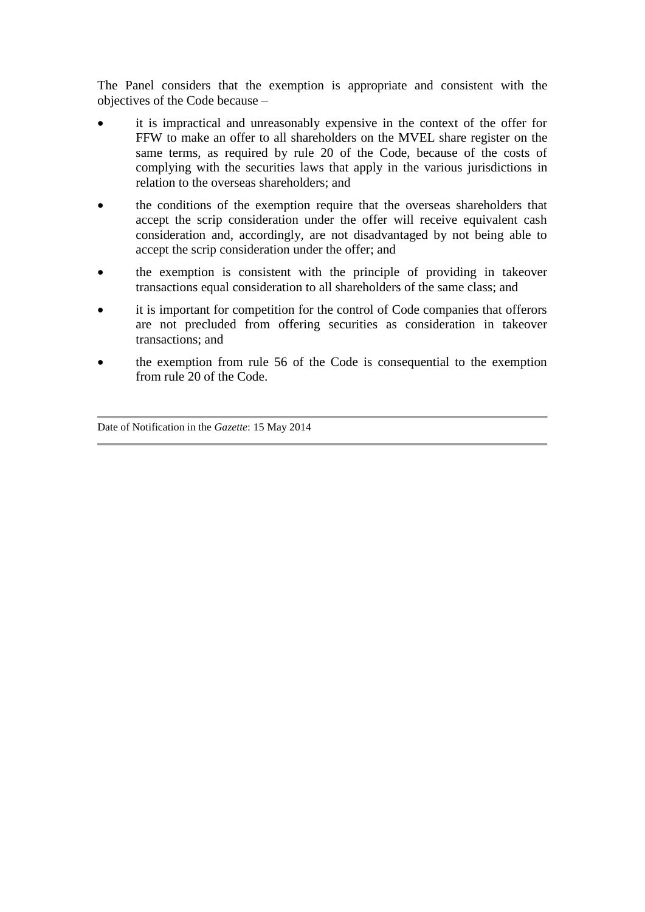The Panel considers that the exemption is appropriate and consistent with the objectives of the Code because –

- it is impractical and unreasonably expensive in the context of the offer for FFW to make an offer to all shareholders on the MVEL share register on the same terms, as required by rule 20 of the Code, because of the costs of complying with the securities laws that apply in the various jurisdictions in relation to the overseas shareholders; and
- the conditions of the exemption require that the overseas shareholders that accept the scrip consideration under the offer will receive equivalent cash consideration and, accordingly, are not disadvantaged by not being able to accept the scrip consideration under the offer; and
- the exemption is consistent with the principle of providing in takeover transactions equal consideration to all shareholders of the same class; and
- it is important for competition for the control of Code companies that offerors are not precluded from offering securities as consideration in takeover transactions; and
- the exemption from rule 56 of the Code is consequential to the exemption from rule 20 of the Code.

---

Date of Notification in the *Gazette*: 15 May 2014

---